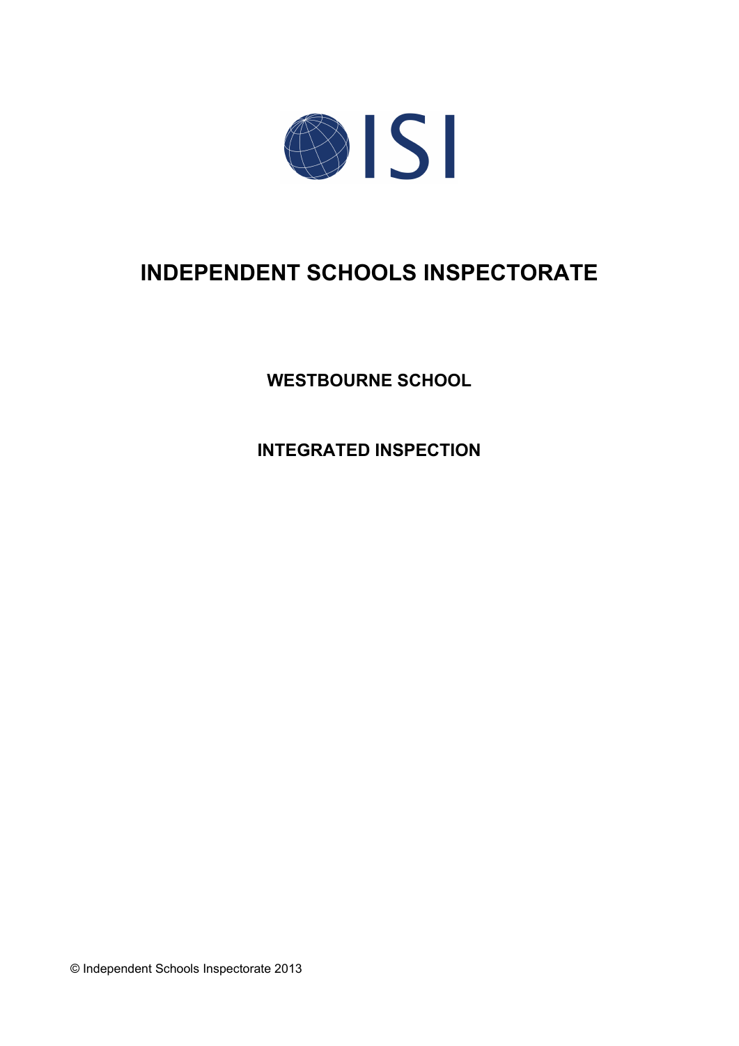ISI

# INDEPENDENT SCHOOLS INSPECTORATE

## WESTBOURNE SCHOOL

## INTEGRATED INSPECTION

© Independent Schools Inspectorate 2013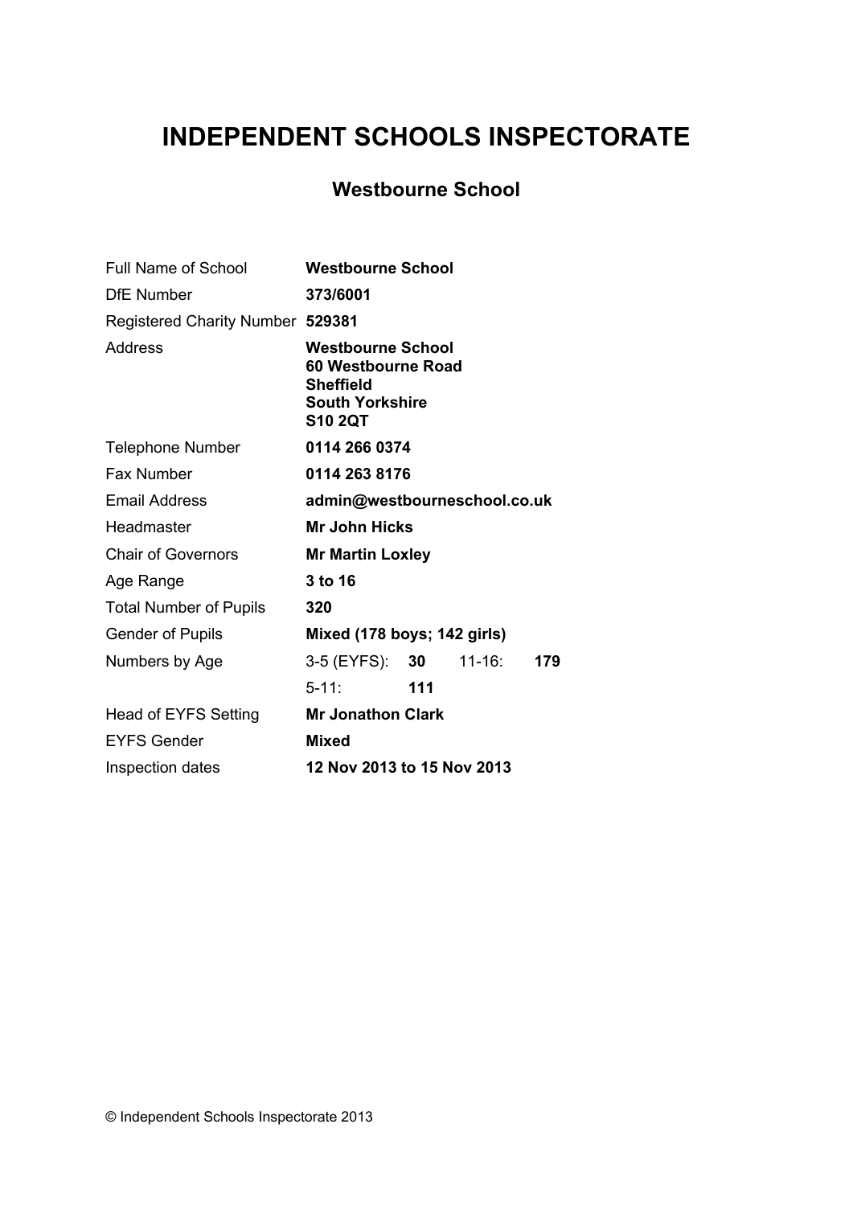# INDEPENDENT SCHOOLS INSPECTORATE

## Westbourne School

| | | | | |
|---|---|---|---|---|
| Full Name of School | **Westbourne School** | | | |
| DfE Number | **373/6001** | | | |
| Registered Charity Number | **529381** | | | |
| Address | **Westbourne School<br>60 Westbourne Road<br>Sheffield<br>South Yorkshire<br>S10 2QT** | | | |
| Telephone Number | **0114 266 0374** | | | |
| Fax Number | **0114 263 8176** | | | |
| Email Address | **admin@westbourneschool.co.uk** | | | |
| Headmaster | **Mr John Hicks** | | | |
| Chair of Governors | **Mr Martin Loxley** | | | |
| Age Range | **3 to 16** | | | |
| Total Number of Pupils | **320** | | | |
| Gender of Pupils | **Mixed (178 boys; 142 girls)** | | | |
| Numbers by Age | 3-5 (EYFS): | **30** | 11-16: | **179** |
| | 5-11: | **111** | | |
| Head of EYFS Setting | **Mr Jonathon Clark** | | | |
| EYFS Gender | **Mixed** | | | |
| Inspection dates | **12 Nov 2013 to 15 Nov 2013** | | | |

© Independent Schools Inspectorate 2013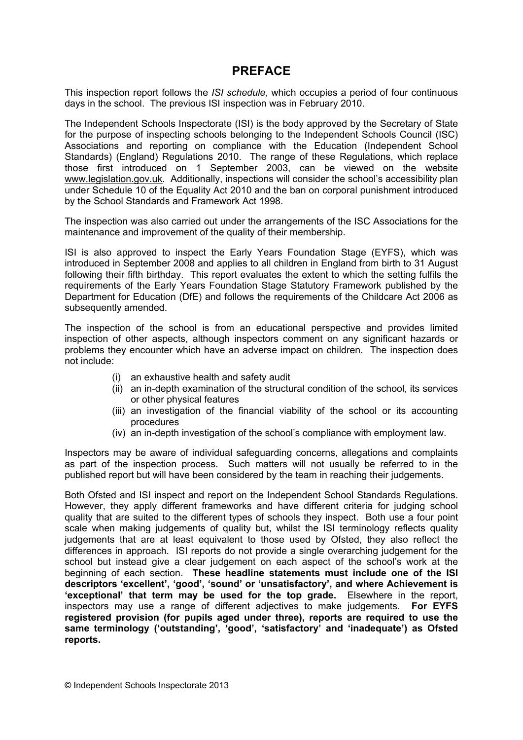# PREFACE

This inspection report follows the *ISI schedule,* which occupies a period of four continuous days in the school. The previous ISI inspection was in February 2010.

The Independent Schools Inspectorate (ISI) is the body approved by the Secretary of State for the purpose of inspecting schools belonging to the Independent Schools Council (ISC) Associations and reporting on compliance with the Education (Independent School Standards) (England) Regulations 2010. The range of these Regulations, which replace those first introduced on 1 September 2003, can be viewed on the website www.legislation.gov.uk. Additionally, inspections will consider the school's accessibility plan under Schedule 10 of the Equality Act 2010 and the ban on corporal punishment introduced by the School Standards and Framework Act 1998.

The inspection was also carried out under the arrangements of the ISC Associations for the maintenance and improvement of the quality of their membership.

ISI is also approved to inspect the Early Years Foundation Stage (EYFS), which was introduced in September 2008 and applies to all children in England from birth to 31 August following their fifth birthday. This report evaluates the extent to which the setting fulfils the requirements of the Early Years Foundation Stage Statutory Framework published by the Department for Education (DfE) and follows the requirements of the Childcare Act 2006 as subsequently amended.

The inspection of the school is from an educational perspective and provides limited inspection of other aspects, although inspectors comment on any significant hazards or problems they encounter which have an adverse impact on children. The inspection does not include:

(i) an exhaustive health and safety audit
(ii) an in-depth examination of the structural condition of the school, its services or other physical features
(iii) an investigation of the financial viability of the school or its accounting procedures
(iv) an in-depth investigation of the school's compliance with employment law.

Inspectors may be aware of individual safeguarding concerns, allegations and complaints as part of the inspection process. Such matters will not usually be referred to in the published report but will have been considered by the team in reaching their judgements.

Both Ofsted and ISI inspect and report on the Independent School Standards Regulations. However, they apply different frameworks and have different criteria for judging school quality that are suited to the different types of schools they inspect. Both use a four point scale when making judgements of quality but, whilst the ISI terminology reflects quality judgements that are at least equivalent to those used by Ofsted, they also reflect the differences in approach. ISI reports do not provide a single overarching judgement for the school but instead give a clear judgement on each aspect of the school's work at the beginning of each section. **These headline statements must include one of the ISI descriptors 'excellent', 'good', 'sound' or 'unsatisfactory', and where Achievement is 'exceptional' that term may be used for the top grade.** Elsewhere in the report, inspectors may use a range of different adjectives to make judgements. **For EYFS registered provision (for pupils aged under three), reports are required to use the same terminology ('outstanding', 'good', 'satisfactory' and 'inadequate') as Ofsted reports.**

© Independent Schools Inspectorate 2013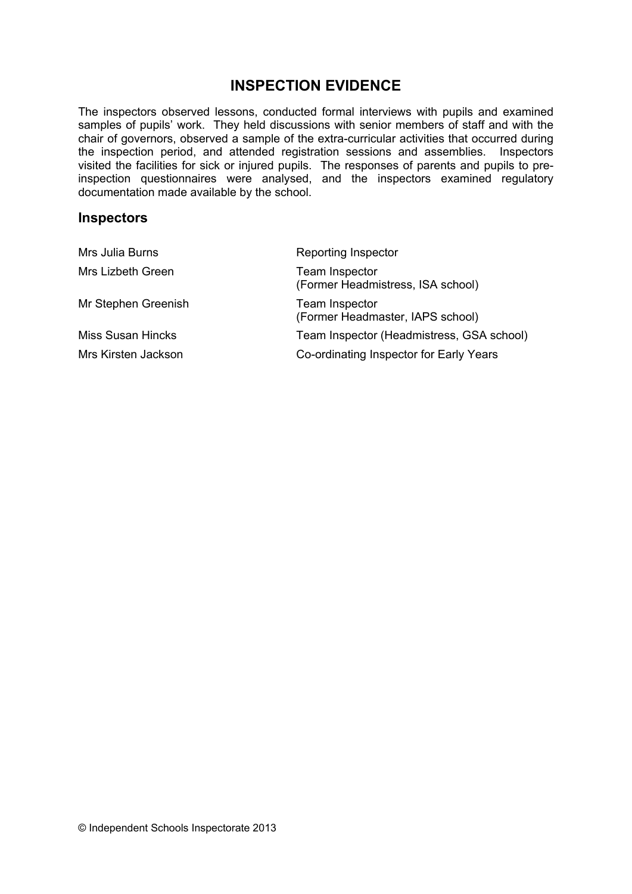## INSPECTION EVIDENCE

The inspectors observed lessons, conducted formal interviews with pupils and examined samples of pupils' work. They held discussions with senior members of staff and with the chair of governors, observed a sample of the extra-curricular activities that occurred during the inspection period, and attended registration sessions and assemblies. Inspectors visited the facilities for sick or injured pupils. The responses of parents and pupils to pre-inspection questionnaires were analysed, and the inspectors examined regulatory documentation made available by the school.

### Inspectors

| | |
|---|---|
| Mrs Julia Burns | Reporting Inspector |
| Mrs Lizbeth Green | Team Inspector (Former Headmistress, ISA school) |
| Mr Stephen Greenish | Team Inspector (Former Headmaster, IAPS school) |
| Miss Susan Hincks | Team Inspector (Headmistress, GSA school) |
| Mrs Kirsten Jackson | Co-ordinating Inspector for Early Years |

© Independent Schools Inspectorate 2013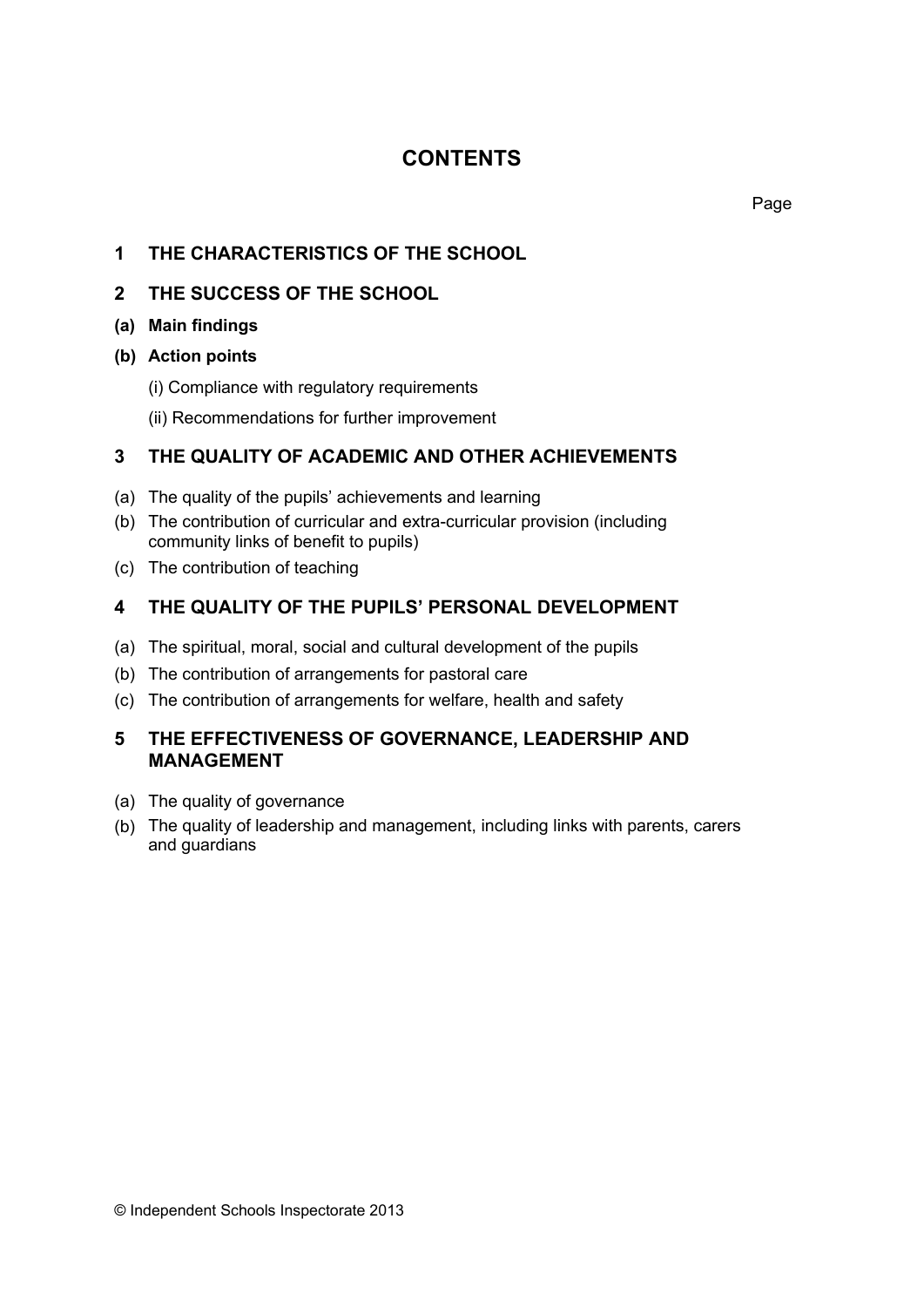# CONTENTS

Page

## 1 THE CHARACTERISTICS OF THE SCHOOL

## 2 THE SUCCESS OF THE SCHOOL

**(a) Main findings**

**(b) Action points**

(i) Compliance with regulatory requirements

(ii) Recommendations for further improvement

## 3 THE QUALITY OF ACADEMIC AND OTHER ACHIEVEMENTS

(a) The quality of the pupils' achievements and learning

(b) The contribution of curricular and extra-curricular provision (including community links of benefit to pupils)

(c) The contribution of teaching

## 4 THE QUALITY OF THE PUPILS' PERSONAL DEVELOPMENT

(a) The spiritual, moral, social and cultural development of the pupils

(b) The contribution of arrangements for pastoral care

(c) The contribution of arrangements for welfare, health and safety

## 5 THE EFFECTIVENESS OF GOVERNANCE, LEADERSHIP AND MANAGEMENT

(a) The quality of governance

(b) The quality of leadership and management, including links with parents, carers and guardians

© Independent Schools Inspectorate 2013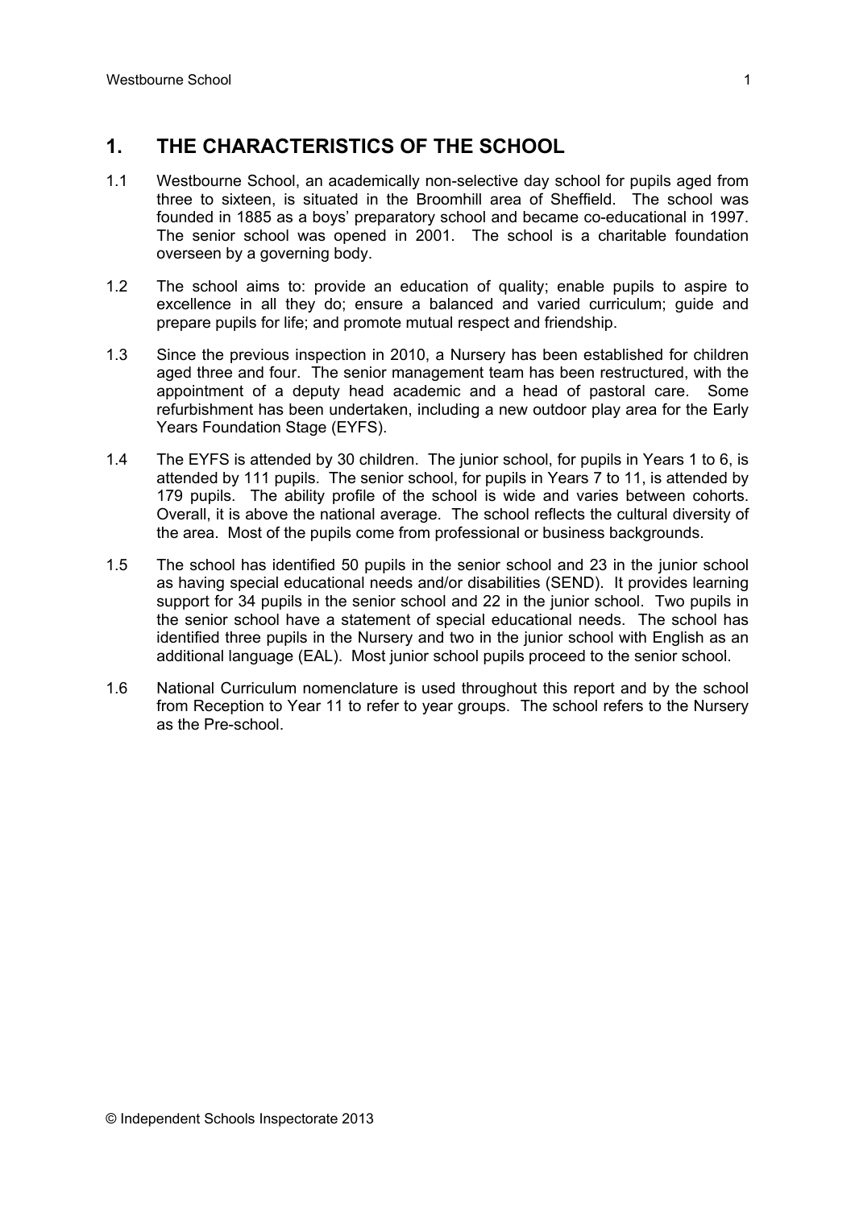## 1. THE CHARACTERISTICS OF THE SCHOOL

1.1 Westbourne School, an academically non-selective day school for pupils aged from three to sixteen, is situated in the Broomhill area of Sheffield. The school was founded in 1885 as a boys' preparatory school and became co-educational in 1997. The senior school was opened in 2001. The school is a charitable foundation overseen by a governing body.

1.2 The school aims to: provide an education of quality; enable pupils to aspire to excellence in all they do; ensure a balanced and varied curriculum; guide and prepare pupils for life; and promote mutual respect and friendship.

1.3 Since the previous inspection in 2010, a Nursery has been established for children aged three and four. The senior management team has been restructured, with the appointment of a deputy head academic and a head of pastoral care. Some refurbishment has been undertaken, including a new outdoor play area for the Early Years Foundation Stage (EYFS).

1.4 The EYFS is attended by 30 children. The junior school, for pupils in Years 1 to 6, is attended by 111 pupils. The senior school, for pupils in Years 7 to 11, is attended by 179 pupils. The ability profile of the school is wide and varies between cohorts. Overall, it is above the national average. The school reflects the cultural diversity of the area. Most of the pupils come from professional or business backgrounds.

1.5 The school has identified 50 pupils in the senior school and 23 in the junior school as having special educational needs and/or disabilities (SEND). It provides learning support for 34 pupils in the senior school and 22 in the junior school. Two pupils in the senior school have a statement of special educational needs. The school has identified three pupils in the Nursery and two in the junior school with English as an additional language (EAL). Most junior school pupils proceed to the senior school.

1.6 National Curriculum nomenclature is used throughout this report and by the school from Reception to Year 11 to refer to year groups. The school refers to the Nursery as the Pre-school.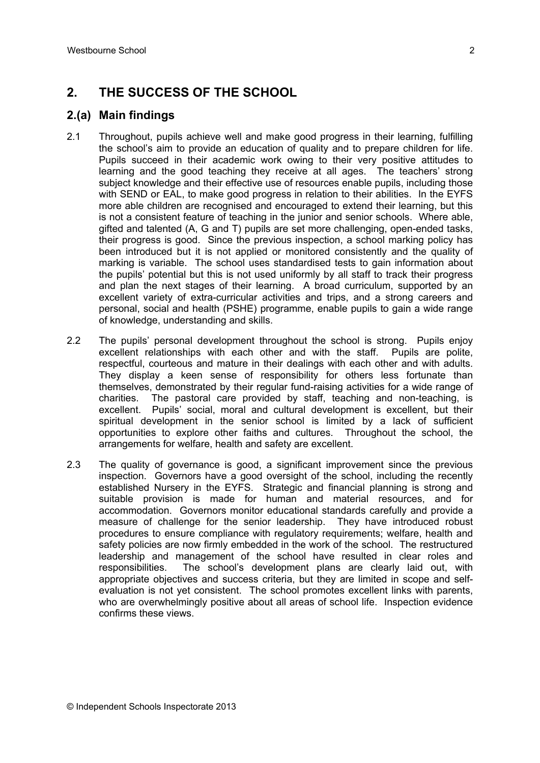## 2. THE SUCCESS OF THE SCHOOL

### 2.(a) Main findings

2.1 Throughout, pupils achieve well and make good progress in their learning, fulfilling the school's aim to provide an education of quality and to prepare children for life. Pupils succeed in their academic work owing to their very positive attitudes to learning and the good teaching they receive at all ages. The teachers' strong subject knowledge and their effective use of resources enable pupils, including those with SEND or EAL, to make good progress in relation to their abilities. In the EYFS more able children are recognised and encouraged to extend their learning, but this is not a consistent feature of teaching in the junior and senior schools. Where able, gifted and talented (A, G and T) pupils are set more challenging, open-ended tasks, their progress is good. Since the previous inspection, a school marking policy has been introduced but it is not applied or monitored consistently and the quality of marking is variable. The school uses standardised tests to gain information about the pupils' potential but this is not used uniformly by all staff to track their progress and plan the next stages of their learning. A broad curriculum, supported by an excellent variety of extra-curricular activities and trips, and a strong careers and personal, social and health (PSHE) programme, enable pupils to gain a wide range of knowledge, understanding and skills.

2.2 The pupils' personal development throughout the school is strong. Pupils enjoy excellent relationships with each other and with the staff. Pupils are polite, respectful, courteous and mature in their dealings with each other and with adults. They display a keen sense of responsibility for others less fortunate than themselves, demonstrated by their regular fund-raising activities for a wide range of charities. The pastoral care provided by staff, teaching and non-teaching, is excellent. Pupils' social, moral and cultural development is excellent, but their spiritual development in the senior school is limited by a lack of sufficient opportunities to explore other faiths and cultures. Throughout the school, the arrangements for welfare, health and safety are excellent.

2.3 The quality of governance is good, a significant improvement since the previous inspection. Governors have a good oversight of the school, including the recently established Nursery in the EYFS. Strategic and financial planning is strong and suitable provision is made for human and material resources, and for accommodation. Governors monitor educational standards carefully and provide a measure of challenge for the senior leadership. They have introduced robust procedures to ensure compliance with regulatory requirements; welfare, health and safety policies are now firmly embedded in the work of the school. The restructured leadership and management of the school have resulted in clear roles and responsibilities. The school's development plans are clearly laid out, with appropriate objectives and success criteria, but they are limited in scope and self-evaluation is not yet consistent. The school promotes excellent links with parents, who are overwhelmingly positive about all areas of school life. Inspection evidence confirms these views.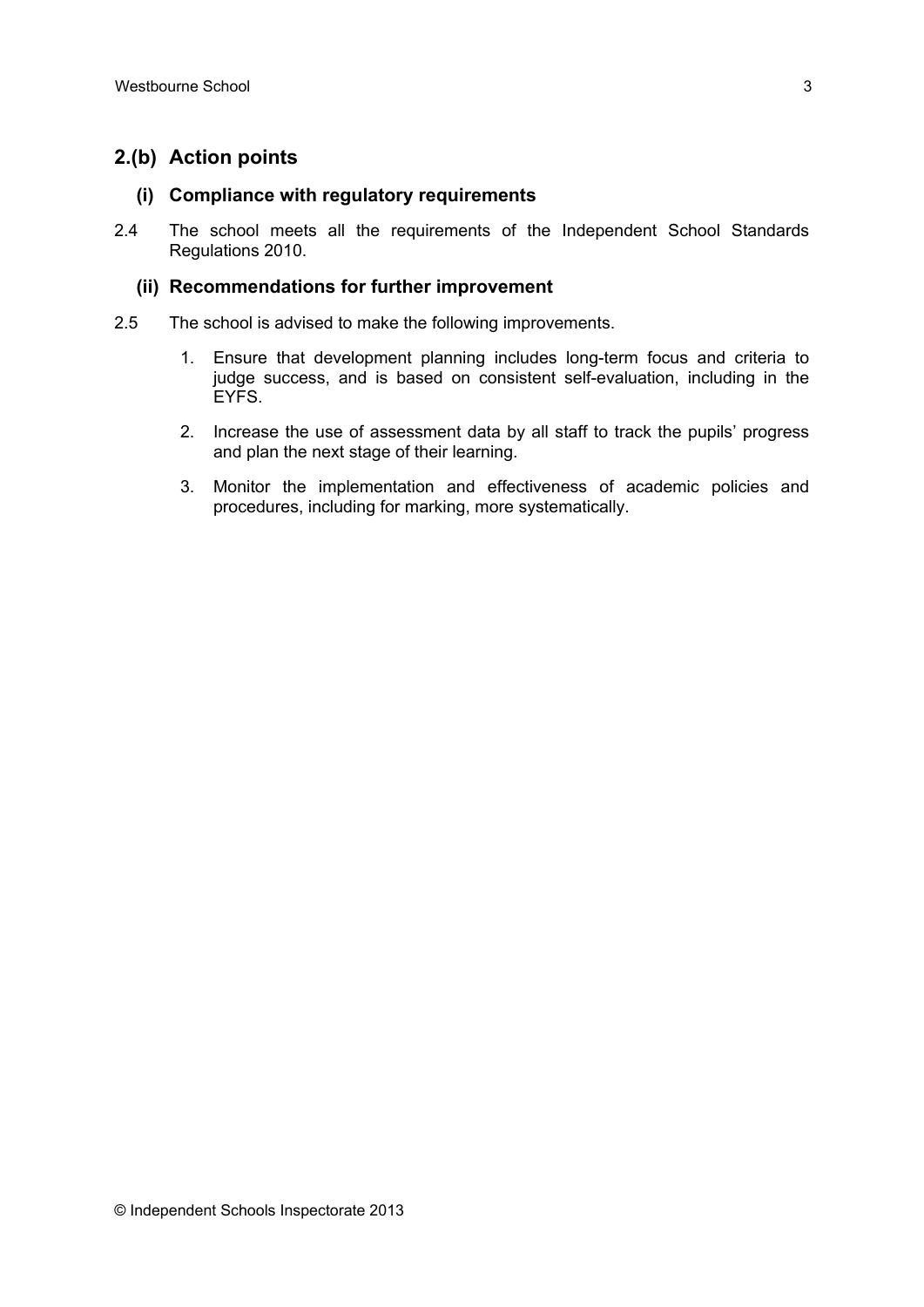## 2.(b) Action points

### (i) Compliance with regulatory requirements

2.4 The school meets all the requirements of the Independent School Standards Regulations 2010.

### (ii) Recommendations for further improvement

2.5 The school is advised to make the following improvements.

1. Ensure that development planning includes long-term focus and criteria to judge success, and is based on consistent self-evaluation, including in the EYFS.
2. Increase the use of assessment data by all staff to track the pupils' progress and plan the next stage of their learning.
3. Monitor the implementation and effectiveness of academic policies and procedures, including for marking, more systematically.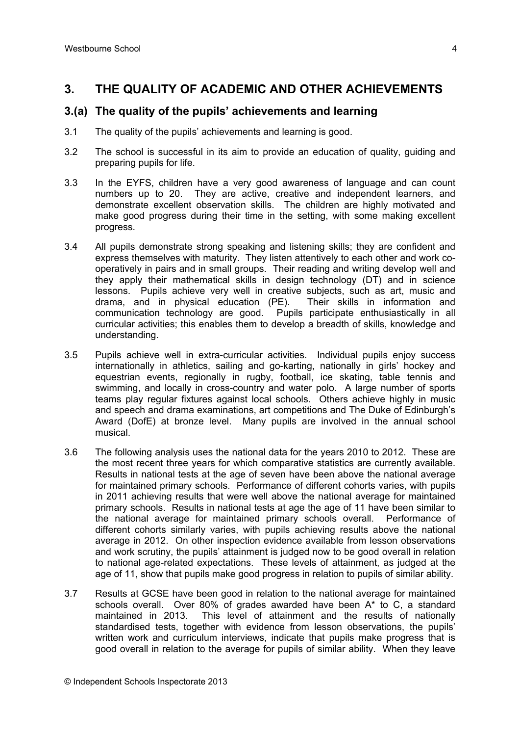# 3. THE QUALITY OF ACADEMIC AND OTHER ACHIEVEMENTS

## 3.(a) The quality of the pupils' achievements and learning

3.1 The quality of the pupils' achievements and learning is good.

3.2 The school is successful in its aim to provide an education of quality, guiding and preparing pupils for life.

3.3 In the EYFS, children have a very good awareness of language and can count numbers up to 20. They are active, creative and independent learners, and demonstrate excellent observation skills. The children are highly motivated and make good progress during their time in the setting, with some making excellent progress.

3.4 All pupils demonstrate strong speaking and listening skills; they are confident and express themselves with maturity. They listen attentively to each other and work co-operatively in pairs and in small groups. Their reading and writing develop well and they apply their mathematical skills in design technology (DT) and in science lessons. Pupils achieve very well in creative subjects, such as art, music and drama, and in physical education (PE). Their skills in information and communication technology are good. Pupils participate enthusiastically in all curricular activities; this enables them to develop a breadth of skills, knowledge and understanding.

3.5 Pupils achieve well in extra-curricular activities. Individual pupils enjoy success internationally in athletics, sailing and go-karting, nationally in girls' hockey and equestrian events, regionally in rugby, football, ice skating, table tennis and swimming, and locally in cross-country and water polo. A large number of sports teams play regular fixtures against local schools. Others achieve highly in music and speech and drama examinations, art competitions and The Duke of Edinburgh's Award (DofE) at bronze level. Many pupils are involved in the annual school musical.

3.6 The following analysis uses the national data for the years 2010 to 2012. These are the most recent three years for which comparative statistics are currently available. Results in national tests at the age of seven have been above the national average for maintained primary schools. Performance of different cohorts varies, with pupils in 2011 achieving results that were well above the national average for maintained primary schools. Results in national tests at age the age of 11 have been similar to the national average for maintained primary schools overall. Performance of different cohorts similarly varies, with pupils achieving results above the national average in 2012. On other inspection evidence available from lesson observations and work scrutiny, the pupils' attainment is judged now to be good overall in relation to national age-related expectations. These levels of attainment, as judged at the age of 11, show that pupils make good progress in relation to pupils of similar ability.

3.7 Results at GCSE have been good in relation to the national average for maintained schools overall. Over 80% of grades awarded have been A* to C, a standard maintained in 2013. This level of attainment and the results of nationally standardised tests, together with evidence from lesson observations, the pupils' written work and curriculum interviews, indicate that pupils make progress that is good overall in relation to the average for pupils of similar ability. When they leave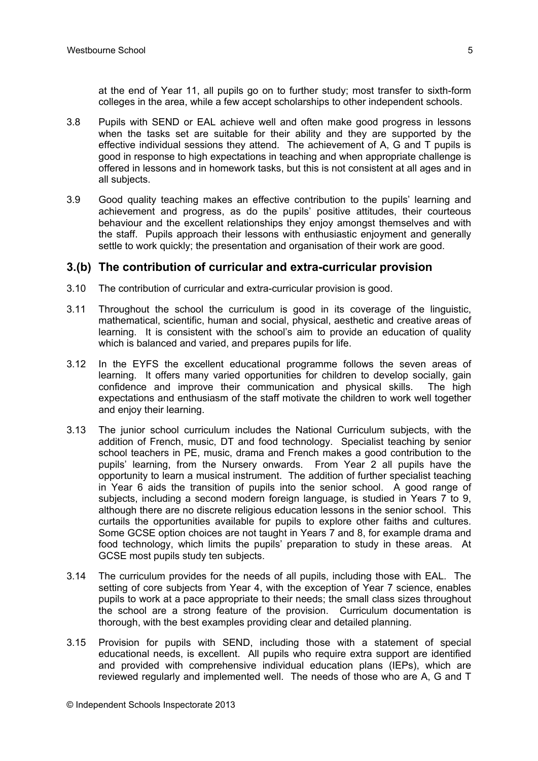at the end of Year 11, all pupils go on to further study; most transfer to sixth-form colleges in the area, while a few accept scholarships to other independent schools.

3.8 Pupils with SEND or EAL achieve well and often make good progress in lessons when the tasks set are suitable for their ability and they are supported by the effective individual sessions they attend. The achievement of A, G and T pupils is good in response to high expectations in teaching and when appropriate challenge is offered in lessons and in homework tasks, but this is not consistent at all ages and in all subjects.

3.9 Good quality teaching makes an effective contribution to the pupils' learning and achievement and progress, as do the pupils' positive attitudes, their courteous behaviour and the excellent relationships they enjoy amongst themselves and with the staff. Pupils approach their lessons with enthusiastic enjoyment and generally settle to work quickly; the presentation and organisation of their work are good.

## 3.(b) The contribution of curricular and extra-curricular provision

3.10 The contribution of curricular and extra-curricular provision is good.

3.11 Throughout the school the curriculum is good in its coverage of the linguistic, mathematical, scientific, human and social, physical, aesthetic and creative areas of learning. It is consistent with the school's aim to provide an education of quality which is balanced and varied, and prepares pupils for life.

3.12 In the EYFS the excellent educational programme follows the seven areas of learning. It offers many varied opportunities for children to develop socially, gain confidence and improve their communication and physical skills. The high expectations and enthusiasm of the staff motivate the children to work well together and enjoy their learning.

3.13 The junior school curriculum includes the National Curriculum subjects, with the addition of French, music, DT and food technology. Specialist teaching by senior school teachers in PE, music, drama and French makes a good contribution to the pupils' learning, from the Nursery onwards. From Year 2 all pupils have the opportunity to learn a musical instrument. The addition of further specialist teaching in Year 6 aids the transition of pupils into the senior school. A good range of subjects, including a second modern foreign language, is studied in Years 7 to 9, although there are no discrete religious education lessons in the senior school. This curtails the opportunities available for pupils to explore other faiths and cultures. Some GCSE option choices are not taught in Years 7 and 8, for example drama and food technology, which limits the pupils' preparation to study in these areas. At GCSE most pupils study ten subjects.

3.14 The curriculum provides for the needs of all pupils, including those with EAL. The setting of core subjects from Year 4, with the exception of Year 7 science, enables pupils to work at a pace appropriate to their needs; the small class sizes throughout the school are a strong feature of the provision. Curriculum documentation is thorough, with the best examples providing clear and detailed planning.

3.15 Provision for pupils with SEND, including those with a statement of special educational needs, is excellent. All pupils who require extra support are identified and provided with comprehensive individual education plans (IEPs), which are reviewed regularly and implemented well. The needs of those who are A, G and T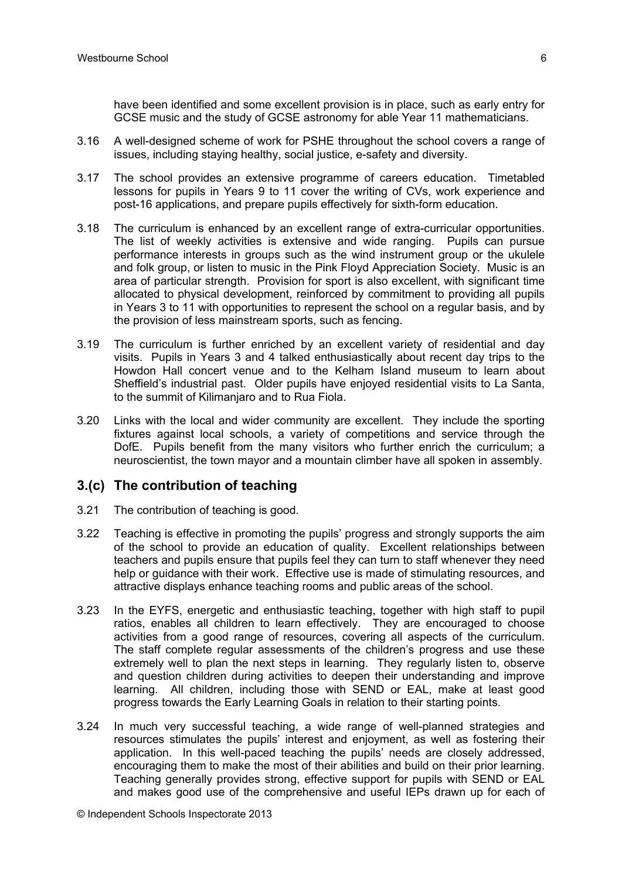have been identified and some excellent provision is in place, such as early entry for GCSE music and the study of GCSE astronomy for able Year 11 mathematicians.

3.16 A well-designed scheme of work for PSHE throughout the school covers a range of issues, including staying healthy, social justice, e-safety and diversity.

3.17 The school provides an extensive programme of careers education. Timetabled lessons for pupils in Years 9 to 11 cover the writing of CVs, work experience and post-16 applications, and prepare pupils effectively for sixth-form education.

3.18 The curriculum is enhanced by an excellent range of extra-curricular opportunities. The list of weekly activities is extensive and wide ranging. Pupils can pursue performance interests in groups such as the wind instrument group or the ukulele and folk group, or listen to music in the Pink Floyd Appreciation Society. Music is an area of particular strength. Provision for sport is also excellent, with significant time allocated to physical development, reinforced by commitment to providing all pupils in Years 3 to 11 with opportunities to represent the school on a regular basis, and by the provision of less mainstream sports, such as fencing.

3.19 The curriculum is further enriched by an excellent variety of residential and day visits. Pupils in Years 3 and 4 talked enthusiastically about recent day trips to the Howdon Hall concert venue and to the Kelham Island museum to learn about Sheffield's industrial past. Older pupils have enjoyed residential visits to La Santa, to the summit of Kilimanjaro and to Rua Fiola.

3.20 Links with the local and wider community are excellent. They include the sporting fixtures against local schools, a variety of competitions and service through the DofE. Pupils benefit from the many visitors who further enrich the curriculum; a neuroscientist, the town mayor and a mountain climber have all spoken in assembly.

## 3.(c) The contribution of teaching

3.21 The contribution of teaching is good.

3.22 Teaching is effective in promoting the pupils' progress and strongly supports the aim of the school to provide an education of quality. Excellent relationships between teachers and pupils ensure that pupils feel they can turn to staff whenever they need help or guidance with their work. Effective use is made of stimulating resources, and attractive displays enhance teaching rooms and public areas of the school.

3.23 In the EYFS, energetic and enthusiastic teaching, together with high staff to pupil ratios, enables all children to learn effectively. They are encouraged to choose activities from a good range of resources, covering all aspects of the curriculum. The staff complete regular assessments of the children's progress and use these extremely well to plan the next steps in learning. They regularly listen to, observe and question children during activities to deepen their understanding and improve learning. All children, including those with SEND or EAL, make at least good progress towards the Early Learning Goals in relation to their starting points.

3.24 In much very successful teaching, a wide range of well-planned strategies and resources stimulates the pupils' interest and enjoyment, as well as fostering their application. In this well-paced teaching the pupils' needs are closely addressed, encouraging them to make the most of their abilities and build on their prior learning. Teaching generally provides strong, effective support for pupils with SEND or EAL and makes good use of the comprehensive and useful IEPs drawn up for each of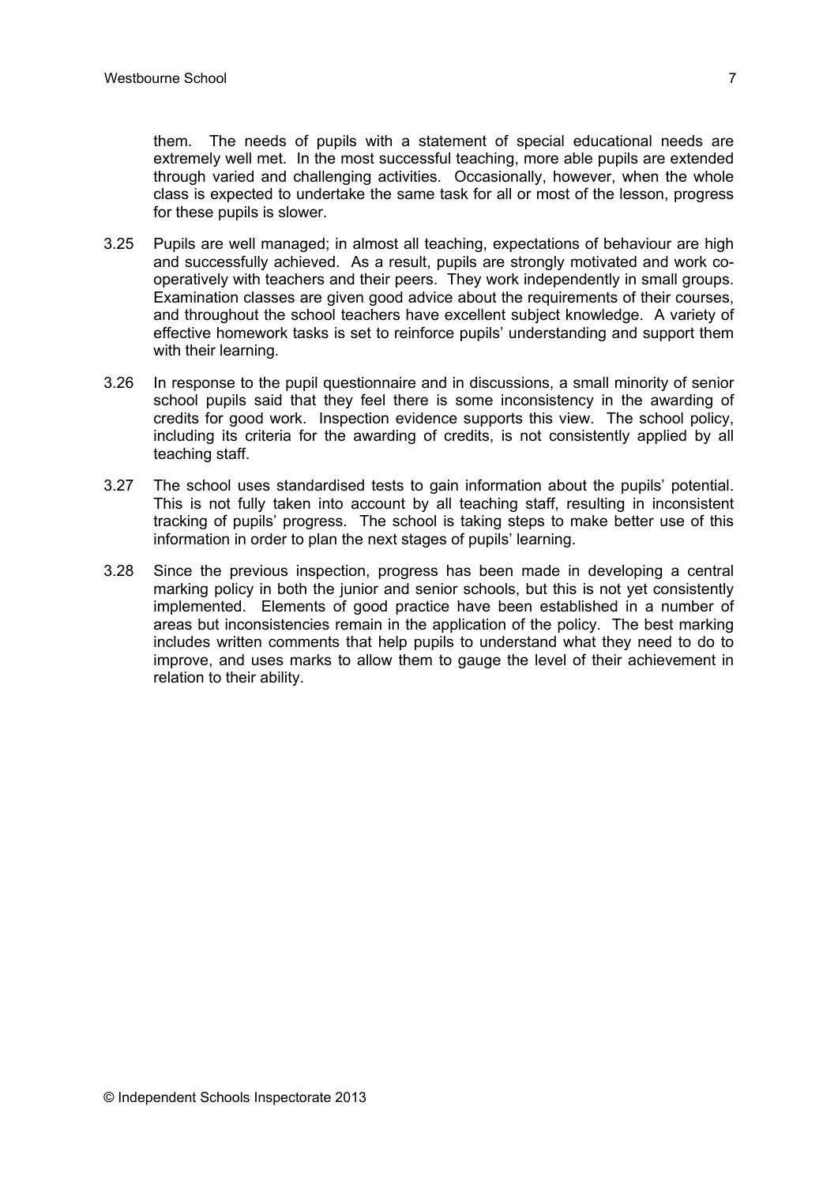them. The needs of pupils with a statement of special educational needs are extremely well met. In the most successful teaching, more able pupils are extended through varied and challenging activities. Occasionally, however, when the whole class is expected to undertake the same task for all or most of the lesson, progress for these pupils is slower.

3.25 Pupils are well managed; in almost all teaching, expectations of behaviour are high and successfully achieved. As a result, pupils are strongly motivated and work co-operatively with teachers and their peers. They work independently in small groups. Examination classes are given good advice about the requirements of their courses, and throughout the school teachers have excellent subject knowledge. A variety of effective homework tasks is set to reinforce pupils' understanding and support them with their learning.

3.26 In response to the pupil questionnaire and in discussions, a small minority of senior school pupils said that they feel there is some inconsistency in the awarding of credits for good work. Inspection evidence supports this view. The school policy, including its criteria for the awarding of credits, is not consistently applied by all teaching staff.

3.27 The school uses standardised tests to gain information about the pupils' potential. This is not fully taken into account by all teaching staff, resulting in inconsistent tracking of pupils' progress. The school is taking steps to make better use of this information in order to plan the next stages of pupils' learning.

3.28 Since the previous inspection, progress has been made in developing a central marking policy in both the junior and senior schools, but this is not yet consistently implemented. Elements of good practice have been established in a number of areas but inconsistencies remain in the application of the policy. The best marking includes written comments that help pupils to understand what they need to do to improve, and uses marks to allow them to gauge the level of their achievement in relation to their ability.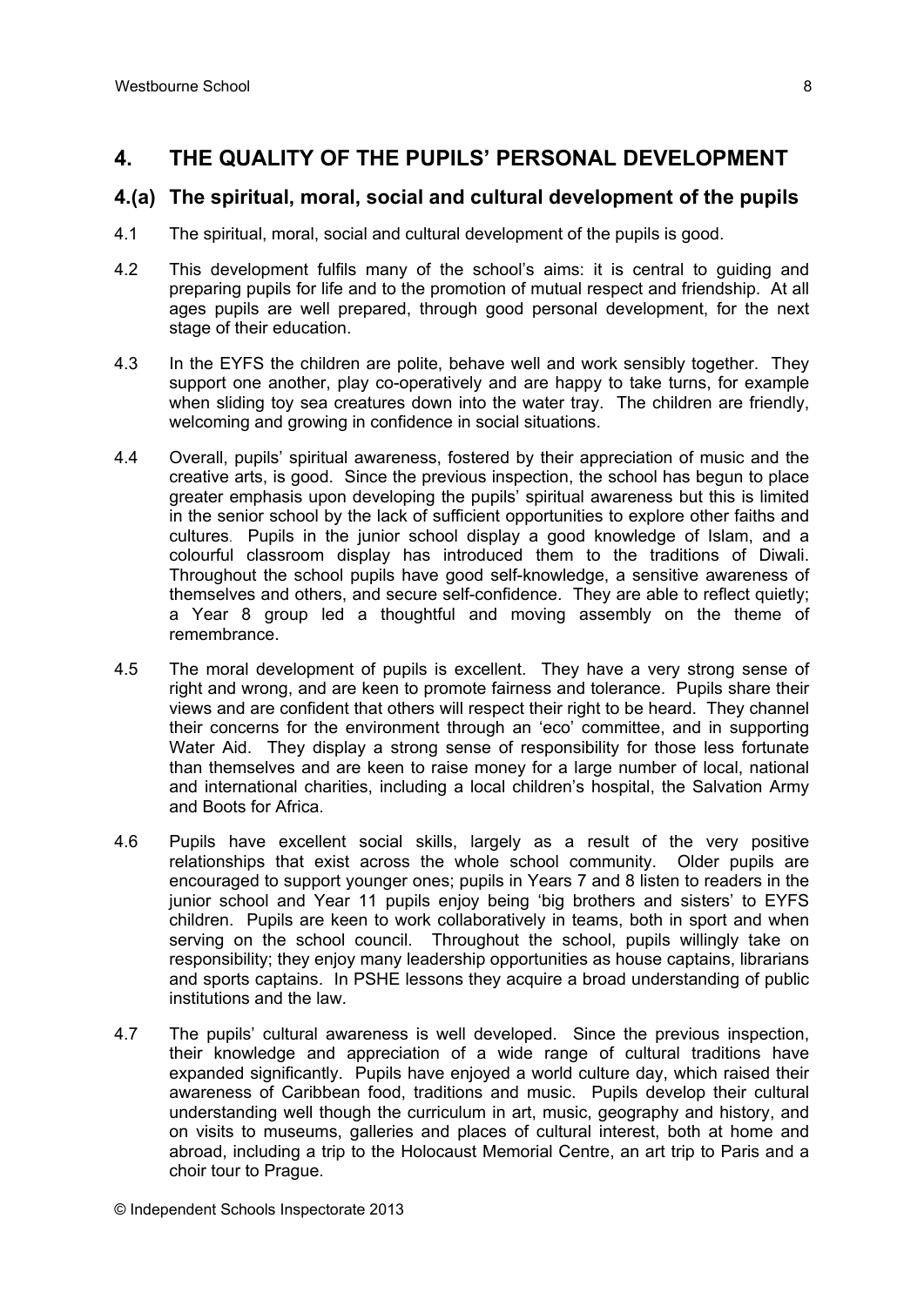## 4. THE QUALITY OF THE PUPILS' PERSONAL DEVELOPMENT

### 4.(a) The spiritual, moral, social and cultural development of the pupils

4.1 The spiritual, moral, social and cultural development of the pupils is good.

4.2 This development fulfils many of the school's aims: it is central to guiding and preparing pupils for life and to the promotion of mutual respect and friendship. At all ages pupils are well prepared, through good personal development, for the next stage of their education.

4.3 In the EYFS the children are polite, behave well and work sensibly together. They support one another, play co-operatively and are happy to take turns, for example when sliding toy sea creatures down into the water tray. The children are friendly, welcoming and growing in confidence in social situations.

4.4 Overall, pupils' spiritual awareness, fostered by their appreciation of music and the creative arts, is good. Since the previous inspection, the school has begun to place greater emphasis upon developing the pupils' spiritual awareness but this is limited in the senior school by the lack of sufficient opportunities to explore other faiths and cultures. Pupils in the junior school display a good knowledge of Islam, and a colourful classroom display has introduced them to the traditions of Diwali. Throughout the school pupils have good self-knowledge, a sensitive awareness of themselves and others, and secure self-confidence. They are able to reflect quietly; a Year 8 group led a thoughtful and moving assembly on the theme of remembrance.

4.5 The moral development of pupils is excellent. They have a very strong sense of right and wrong, and are keen to promote fairness and tolerance. Pupils share their views and are confident that others will respect their right to be heard. They channel their concerns for the environment through an 'eco' committee, and in supporting Water Aid. They display a strong sense of responsibility for those less fortunate than themselves and are keen to raise money for a large number of local, national and international charities, including a local children's hospital, the Salvation Army and Boots for Africa.

4.6 Pupils have excellent social skills, largely as a result of the very positive relationships that exist across the whole school community. Older pupils are encouraged to support younger ones; pupils in Years 7 and 8 listen to readers in the junior school and Year 11 pupils enjoy being 'big brothers and sisters' to EYFS children. Pupils are keen to work collaboratively in teams, both in sport and when serving on the school council. Throughout the school, pupils willingly take on responsibility; they enjoy many leadership opportunities as house captains, librarians and sports captains. In PSHE lessons they acquire a broad understanding of public institutions and the law.

4.7 The pupils' cultural awareness is well developed. Since the previous inspection, their knowledge and appreciation of a wide range of cultural traditions have expanded significantly. Pupils have enjoyed a world culture day, which raised their awareness of Caribbean food, traditions and music. Pupils develop their cultural understanding well though the curriculum in art, music, geography and history, and on visits to museums, galleries and places of cultural interest, both at home and abroad, including a trip to the Holocaust Memorial Centre, an art trip to Paris and a choir tour to Prague.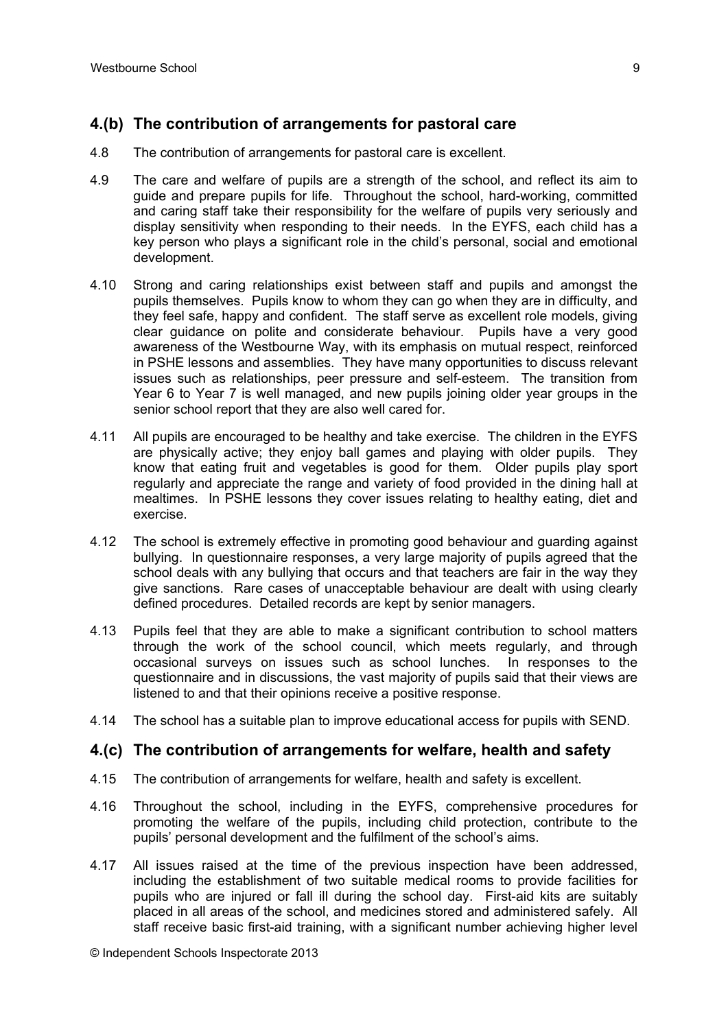## 4.(b) The contribution of arrangements for pastoral care

4.8 The contribution of arrangements for pastoral care is excellent.

4.9 The care and welfare of pupils are a strength of the school, and reflect its aim to guide and prepare pupils for life. Throughout the school, hard-working, committed and caring staff take their responsibility for the welfare of pupils very seriously and display sensitivity when responding to their needs. In the EYFS, each child has a key person who plays a significant role in the child's personal, social and emotional development.

4.10 Strong and caring relationships exist between staff and pupils and amongst the pupils themselves. Pupils know to whom they can go when they are in difficulty, and they feel safe, happy and confident. The staff serve as excellent role models, giving clear guidance on polite and considerate behaviour. Pupils have a very good awareness of the Westbourne Way, with its emphasis on mutual respect, reinforced in PSHE lessons and assemblies. They have many opportunities to discuss relevant issues such as relationships, peer pressure and self-esteem. The transition from Year 6 to Year 7 is well managed, and new pupils joining older year groups in the senior school report that they are also well cared for.

4.11 All pupils are encouraged to be healthy and take exercise. The children in the EYFS are physically active; they enjoy ball games and playing with older pupils. They know that eating fruit and vegetables is good for them. Older pupils play sport regularly and appreciate the range and variety of food provided in the dining hall at mealtimes. In PSHE lessons they cover issues relating to healthy eating, diet and exercise.

4.12 The school is extremely effective in promoting good behaviour and guarding against bullying. In questionnaire responses, a very large majority of pupils agreed that the school deals with any bullying that occurs and that teachers are fair in the way they give sanctions. Rare cases of unacceptable behaviour are dealt with using clearly defined procedures. Detailed records are kept by senior managers.

4.13 Pupils feel that they are able to make a significant contribution to school matters through the work of the school council, which meets regularly, and through occasional surveys on issues such as school lunches. In responses to the questionnaire and in discussions, the vast majority of pupils said that their views are listened to and that their opinions receive a positive response.

4.14 The school has a suitable plan to improve educational access for pupils with SEND.

## 4.(c) The contribution of arrangements for welfare, health and safety

4.15 The contribution of arrangements for welfare, health and safety is excellent.

4.16 Throughout the school, including in the EYFS, comprehensive procedures for promoting the welfare of the pupils, including child protection, contribute to the pupils' personal development and the fulfilment of the school's aims.

4.17 All issues raised at the time of the previous inspection have been addressed, including the establishment of two suitable medical rooms to provide facilities for pupils who are injured or fall ill during the school day. First-aid kits are suitably placed in all areas of the school, and medicines stored and administered safely. All staff receive basic first-aid training, with a significant number achieving higher level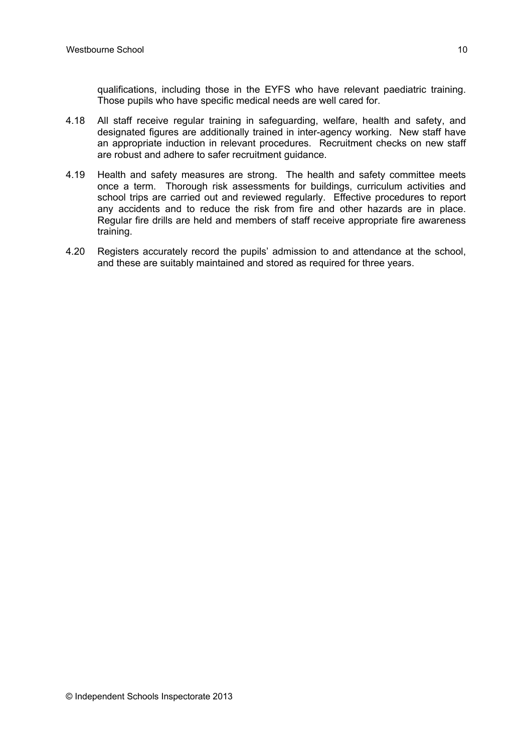qualifications, including those in the EYFS who have relevant paediatric training. Those pupils who have specific medical needs are well cared for.

4.18 All staff receive regular training in safeguarding, welfare, health and safety, and designated figures are additionally trained in inter-agency working. New staff have an appropriate induction in relevant procedures. Recruitment checks on new staff are robust and adhere to safer recruitment guidance.

4.19 Health and safety measures are strong. The health and safety committee meets once a term. Thorough risk assessments for buildings, curriculum activities and school trips are carried out and reviewed regularly. Effective procedures to report any accidents and to reduce the risk from fire and other hazards are in place. Regular fire drills are held and members of staff receive appropriate fire awareness training.

4.20 Registers accurately record the pupils' admission to and attendance at the school, and these are suitably maintained and stored as required for three years.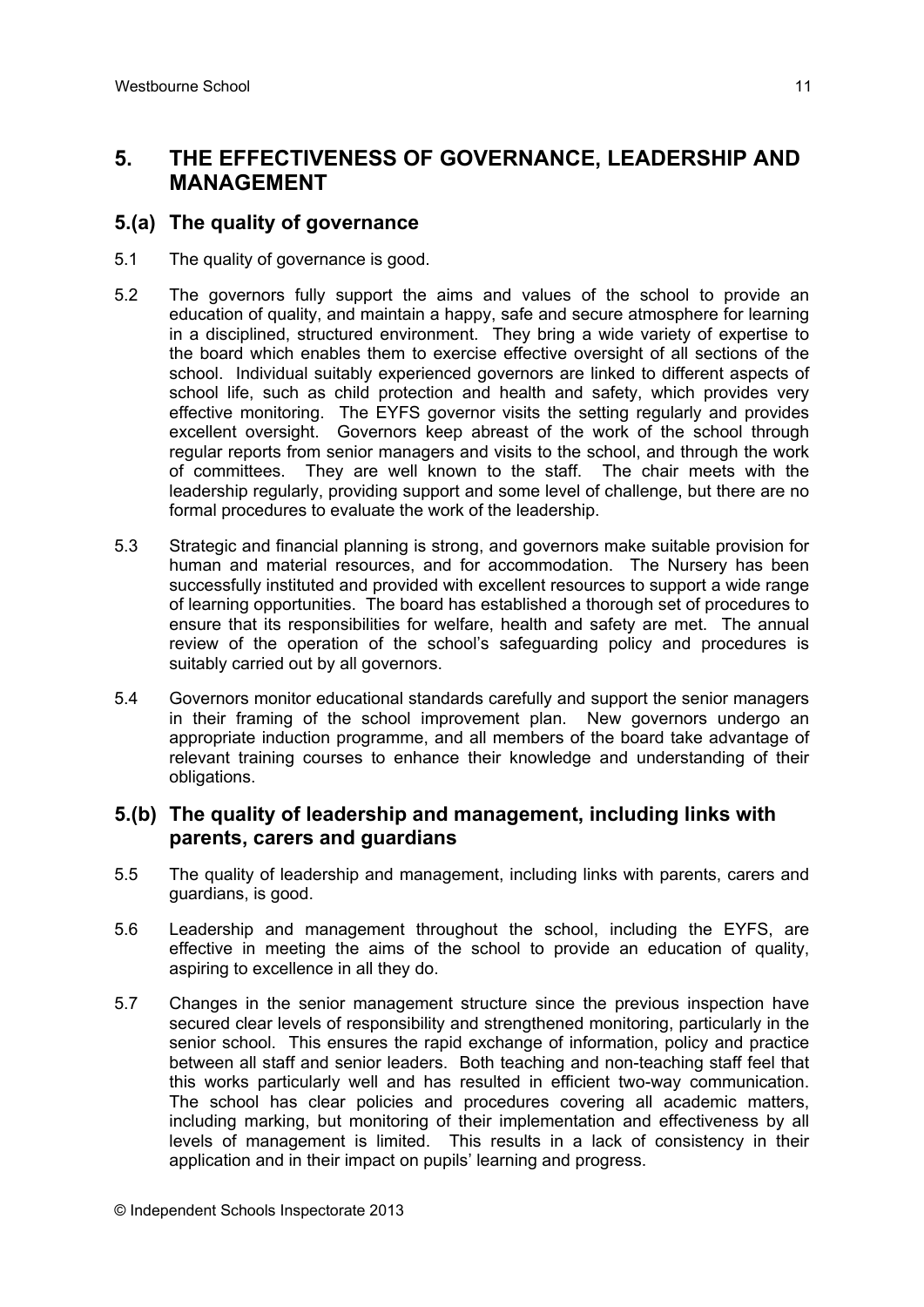## 5. THE EFFECTIVENESS OF GOVERNANCE, LEADERSHIP AND MANAGEMENT

### 5.(a) The quality of governance

5.1 The quality of governance is good.

5.2 The governors fully support the aims and values of the school to provide an education of quality, and maintain a happy, safe and secure atmosphere for learning in a disciplined, structured environment. They bring a wide variety of expertise to the board which enables them to exercise effective oversight of all sections of the school. Individual suitably experienced governors are linked to different aspects of school life, such as child protection and health and safety, which provides very effective monitoring. The EYFS governor visits the setting regularly and provides excellent oversight. Governors keep abreast of the work of the school through regular reports from senior managers and visits to the school, and through the work of committees. They are well known to the staff. The chair meets with the leadership regularly, providing support and some level of challenge, but there are no formal procedures to evaluate the work of the leadership.

5.3 Strategic and financial planning is strong, and governors make suitable provision for human and material resources, and for accommodation. The Nursery has been successfully instituted and provided with excellent resources to support a wide range of learning opportunities. The board has established a thorough set of procedures to ensure that its responsibilities for welfare, health and safety are met. The annual review of the operation of the school's safeguarding policy and procedures is suitably carried out by all governors.

5.4 Governors monitor educational standards carefully and support the senior managers in their framing of the school improvement plan. New governors undergo an appropriate induction programme, and all members of the board take advantage of relevant training courses to enhance their knowledge and understanding of their obligations.

### 5.(b) The quality of leadership and management, including links with parents, carers and guardians

5.5 The quality of leadership and management, including links with parents, carers and guardians, is good.

5.6 Leadership and management throughout the school, including the EYFS, are effective in meeting the aims of the school to provide an education of quality, aspiring to excellence in all they do.

5.7 Changes in the senior management structure since the previous inspection have secured clear levels of responsibility and strengthened monitoring, particularly in the senior school. This ensures the rapid exchange of information, policy and practice between all staff and senior leaders. Both teaching and non-teaching staff feel that this works particularly well and has resulted in efficient two-way communication. The school has clear policies and procedures covering all academic matters, including marking, but monitoring of their implementation and effectiveness by all levels of management is limited. This results in a lack of consistency in their application and in their impact on pupils' learning and progress.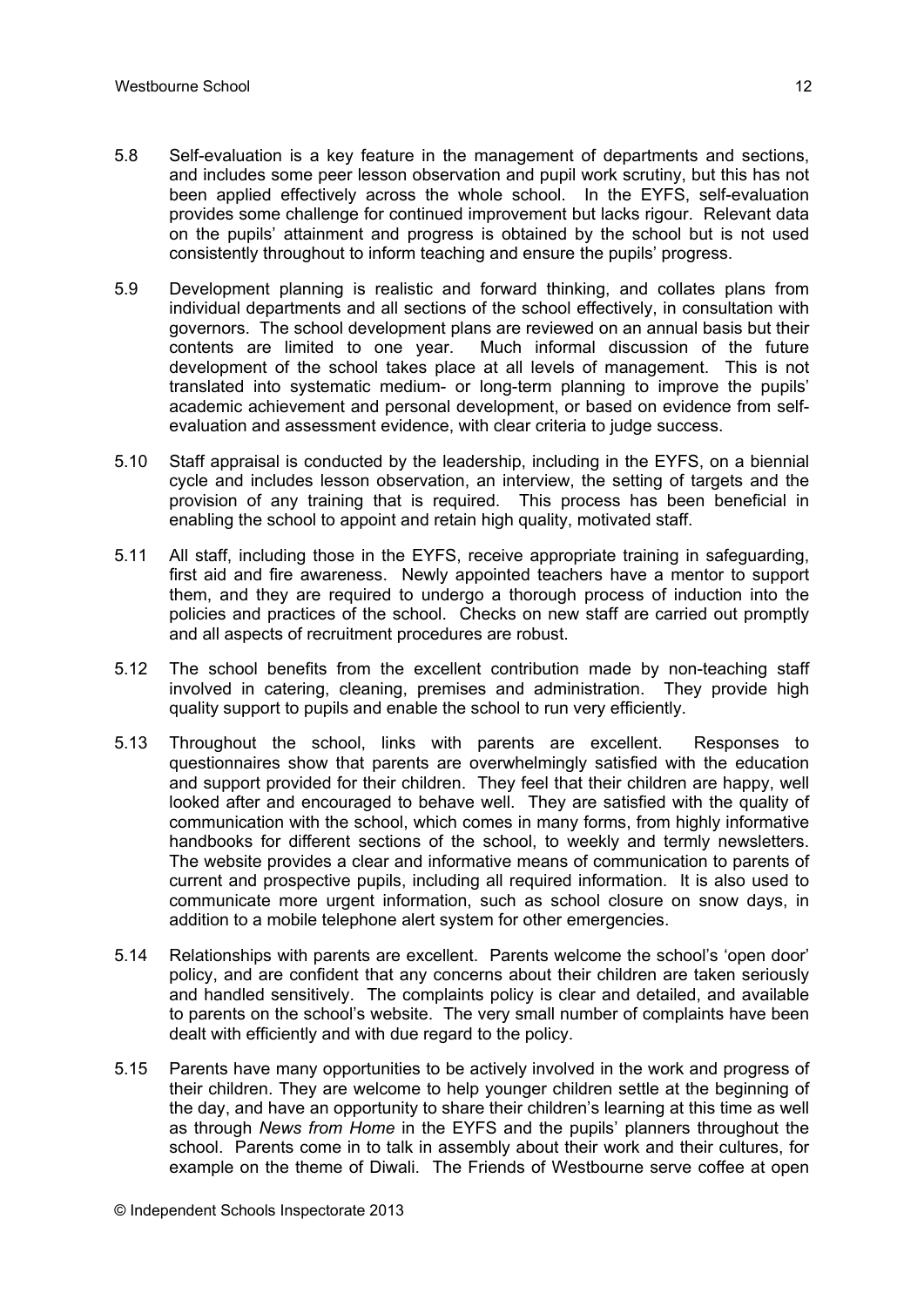5.8 Self-evaluation is a key feature in the management of departments and sections, and includes some peer lesson observation and pupil work scrutiny, but this has not been applied effectively across the whole school. In the EYFS, self-evaluation provides some challenge for continued improvement but lacks rigour. Relevant data on the pupils' attainment and progress is obtained by the school but is not used consistently throughout to inform teaching and ensure the pupils' progress.

5.9 Development planning is realistic and forward thinking, and collates plans from individual departments and all sections of the school effectively, in consultation with governors. The school development plans are reviewed on an annual basis but their contents are limited to one year. Much informal discussion of the future development of the school takes place at all levels of management. This is not translated into systematic medium- or long-term planning to improve the pupils' academic achievement and personal development, or based on evidence from self-evaluation and assessment evidence, with clear criteria to judge success.

5.10 Staff appraisal is conducted by the leadership, including in the EYFS, on a biennial cycle and includes lesson observation, an interview, the setting of targets and the provision of any training that is required. This process has been beneficial in enabling the school to appoint and retain high quality, motivated staff.

5.11 All staff, including those in the EYFS, receive appropriate training in safeguarding, first aid and fire awareness. Newly appointed teachers have a mentor to support them, and they are required to undergo a thorough process of induction into the policies and practices of the school. Checks on new staff are carried out promptly and all aspects of recruitment procedures are robust.

5.12 The school benefits from the excellent contribution made by non-teaching staff involved in catering, cleaning, premises and administration. They provide high quality support to pupils and enable the school to run very efficiently.

5.13 Throughout the school, links with parents are excellent. Responses to questionnaires show that parents are overwhelmingly satisfied with the education and support provided for their children. They feel that their children are happy, well looked after and encouraged to behave well. They are satisfied with the quality of communication with the school, which comes in many forms, from highly informative handbooks for different sections of the school, to weekly and termly newsletters. The website provides a clear and informative means of communication to parents of current and prospective pupils, including all required information. It is also used to communicate more urgent information, such as school closure on snow days, in addition to a mobile telephone alert system for other emergencies.

5.14 Relationships with parents are excellent. Parents welcome the school's 'open door' policy, and are confident that any concerns about their children are taken seriously and handled sensitively. The complaints policy is clear and detailed, and available to parents on the school's website. The very small number of complaints have been dealt with efficiently and with due regard to the policy.

5.15 Parents have many opportunities to be actively involved in the work and progress of their children. They are welcome to help younger children settle at the beginning of the day, and have an opportunity to share their children's learning at this time as well as through *News from Home* in the EYFS and the pupils' planners throughout the school. Parents come in to talk in assembly about their work and their cultures, for example on the theme of Diwali. The Friends of Westbourne serve coffee at open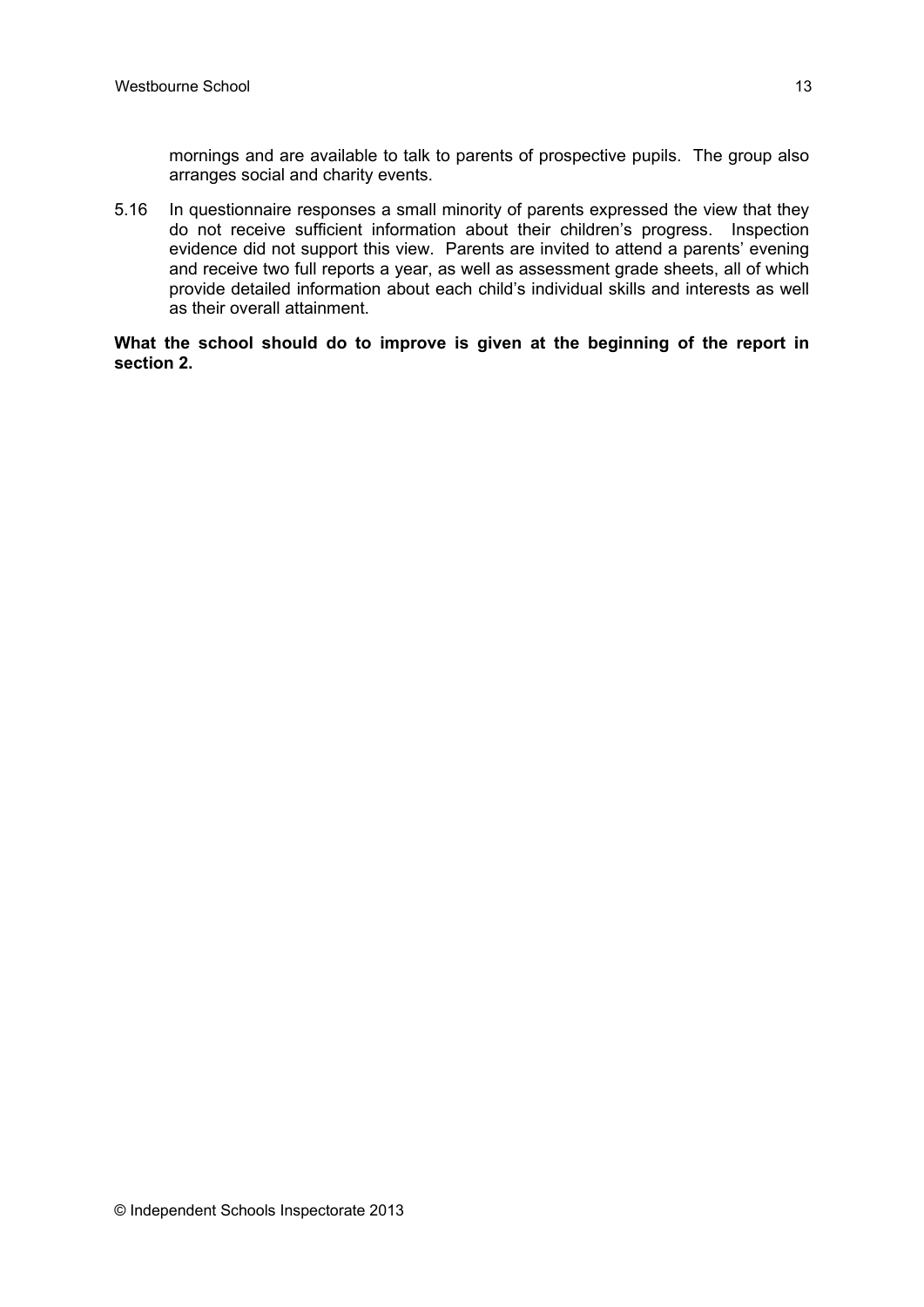mornings and are available to talk to parents of prospective pupils. The group also arranges social and charity events.

5.16 In questionnaire responses a small minority of parents expressed the view that they do not receive sufficient information about their children's progress. Inspection evidence did not support this view. Parents are invited to attend a parents' evening and receive two full reports a year, as well as assessment grade sheets, all of which provide detailed information about each child's individual skills and interests as well as their overall attainment.

**What the school should do to improve is given at the beginning of the report in section 2.**